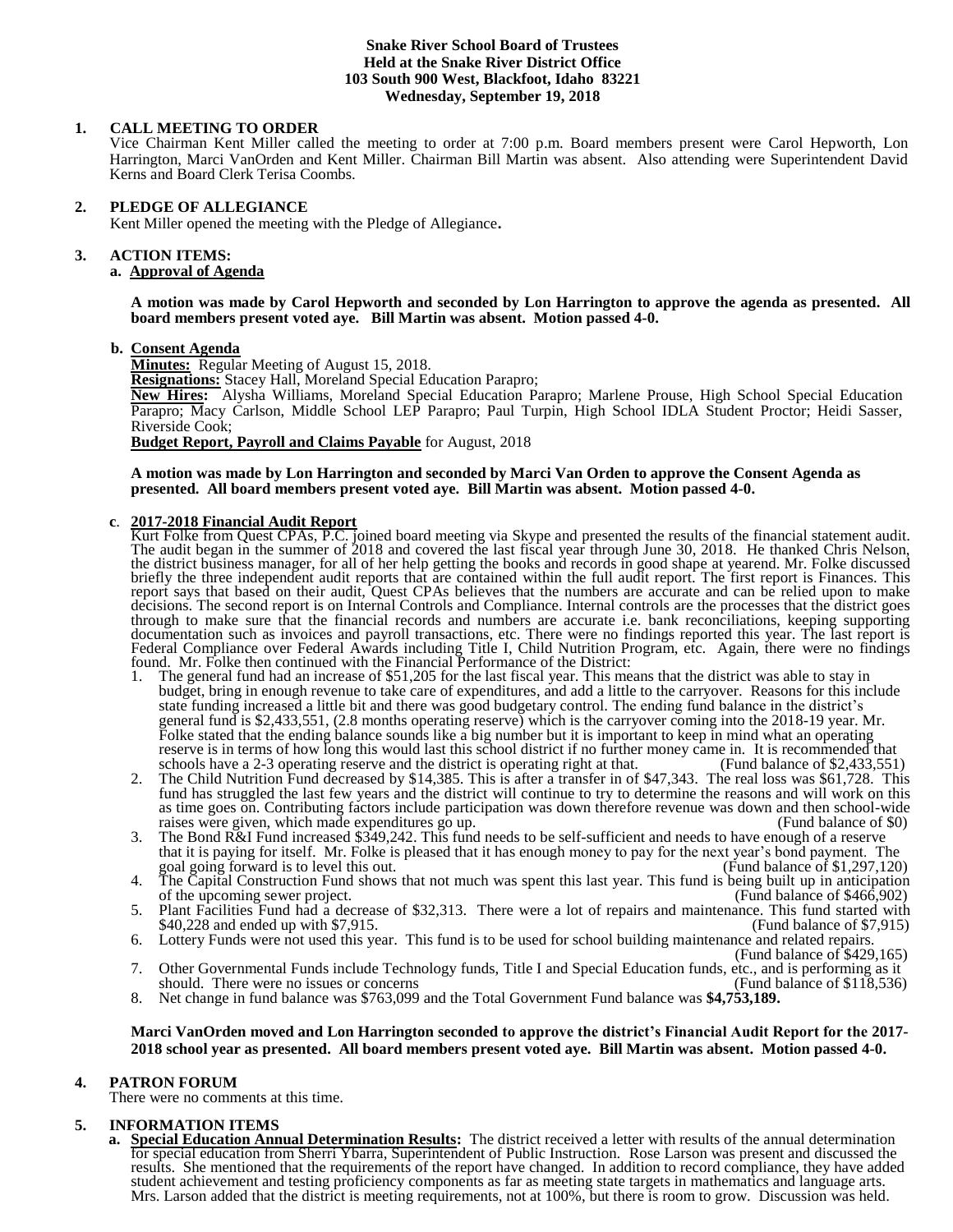**Snake River School Board of Trustees**
**Held at the Snake River District Office**
**103 South 900 West, Blackfoot, Idaho 83221**
**Wednesday, September 19, 2018**

## 1. CALL MEETING TO ORDER

Vice Chairman Kent Miller called the meeting to order at 7:00 p.m. Board members present were Carol Hepworth, Lon Harrington, Marci VanOrden and Kent Miller. Chairman Bill Martin was absent. Also attending were Superintendent David Kerns and Board Clerk Terisa Coombs.

## 2. PLEDGE OF ALLEGIANCE

Kent Miller opened the meeting with the Pledge of Allegiance**.**

## 3. ACTION ITEMS:

**a. Approval of Agenda**

**A motion was made by Carol Hepworth and seconded by Lon Harrington to approve the agenda as presented. All board members present voted aye. Bill Martin was absent. Motion passed 4-0.**

**b. Consent Agenda**

**Minutes:** Regular Meeting of August 15, 2018.
**Resignations:** Stacey Hall, Moreland Special Education Parapro;
**New Hires:** Alysha Williams, Moreland Special Education Parapro; Marlene Prouse, High School Special Education Parapro; Macy Carlson, Middle School LEP Parapro; Paul Turpin, High School IDLA Student Proctor; Heidi Sasser, Riverside Cook;
**Budget Report, Payroll and Claims Payable** for August, 2018

**A motion was made by Lon Harrington and seconded by Marci Van Orden to approve the Consent Agenda as presented. All board members present voted aye. Bill Martin was absent. Motion passed 4-0.**

**c. 2017-2018 Financial Audit Report**

Kurt Folke from Quest CPAs, P.C. joined board meeting via Skype and presented the results of the financial statement audit. The audit began in the summer of 2018 and covered the last fiscal year through June 30, 2018. He thanked Chris Nelson, the district business manager, for all of her help getting the books and records in good shape at yearend. Mr. Folke discussed briefly the three independent audit reports that are contained within the full audit report. The first report is Finances. This report says that based on their audit, Quest CPAs believes that the numbers are accurate and can be relied upon to make decisions. The second report is on Internal Controls and Compliance. Internal controls are the processes that the district goes through to make sure that the financial records and numbers are accurate i.e. bank reconciliations, keeping supporting documentation such as invoices and payroll transactions, etc. There were no findings reported this year. The last report is Federal Compliance over Federal Awards including Title I, Child Nutrition Program, etc. Again, there were no findings found. Mr. Folke then continued with the Financial Performance of the District:

1. The general fund had an increase of $51,205 for the last fiscal year. This means that the district was able to stay in budget, bring in enough revenue to take care of expenditures, and add a little to the carryover. Reasons for this include state funding increased a little bit and there was good budgetary control. The ending fund balance in the district's general fund is $2,433,551, (2.8 months operating reserve) which is the carryover coming into the 2018-19 year. Mr. Folke stated that the ending balance sounds like a big number but it is important to keep in mind what an operating reserve is in terms of how long this would last this school district if no further money came in. It is recommended that schools have a 2-3 operating reserve and the district is operating right at that. (Fund balance of $2,433,551)
2. The Child Nutrition Fund decreased by $14,385. This is after a transfer in of $47,343. The real loss was $61,728. This fund has struggled the last few years and the district will continue to try to determine the reasons and will work on this as time goes on. Contributing factors include participation was down therefore revenue was down and then school-wide raises were given, which made expenditures go up. (Fund balance of $0)
3. The Bond R&I Fund increased $349,242. This fund needs to be self-sufficient and needs to have enough of a reserve that it is paying for itself. Mr. Folke is pleased that it has enough money to pay for the next year's bond payment. The goal going forward is to level this out. (Fund balance of $1,297,120)
4. The Capital Construction Fund shows that not much was spent this last year. This fund is being built up in anticipation of the upcoming sewer project. (Fund balance of $466,902)
5. Plant Facilities Fund had a decrease of $32,313. There were a lot of repairs and maintenance. This fund started with $40,228 and ended up with $7,915. (Fund balance of $7,915)
6. Lottery Funds were not used this year. This fund is to be used for school building maintenance and related repairs. (Fund balance of $429,165)
7. Other Governmental Funds include Technology funds, Title I and Special Education funds, etc., and is performing as it should. There were no issues or concerns (Fund balance of $118,536)
8. Net change in fund balance was $763,099 and the Total Government Fund balance was **$4,753,189.**

**Marci VanOrden moved and Lon Harrington seconded to approve the district's Financial Audit Report for the 2017-2018 school year as presented. All board members present voted aye. Bill Martin was absent. Motion passed 4-0.**

## 4. PATRON FORUM

There were no comments at this time.

## 5. INFORMATION ITEMS

**a. Special Education Annual Determination Results:** The district received a letter with results of the annual determination for special education from Sherri Ybarra, Superintendent of Public Instruction. Rose Larson was present and discussed the results. She mentioned that the requirements of the report have changed. In addition to record compliance, they have added student achievement and testing proficiency components as far as meeting state targets in mathematics and language arts. Mrs. Larson added that the district is meeting requirements, not at 100%, but there is room to grow. Discussion was held.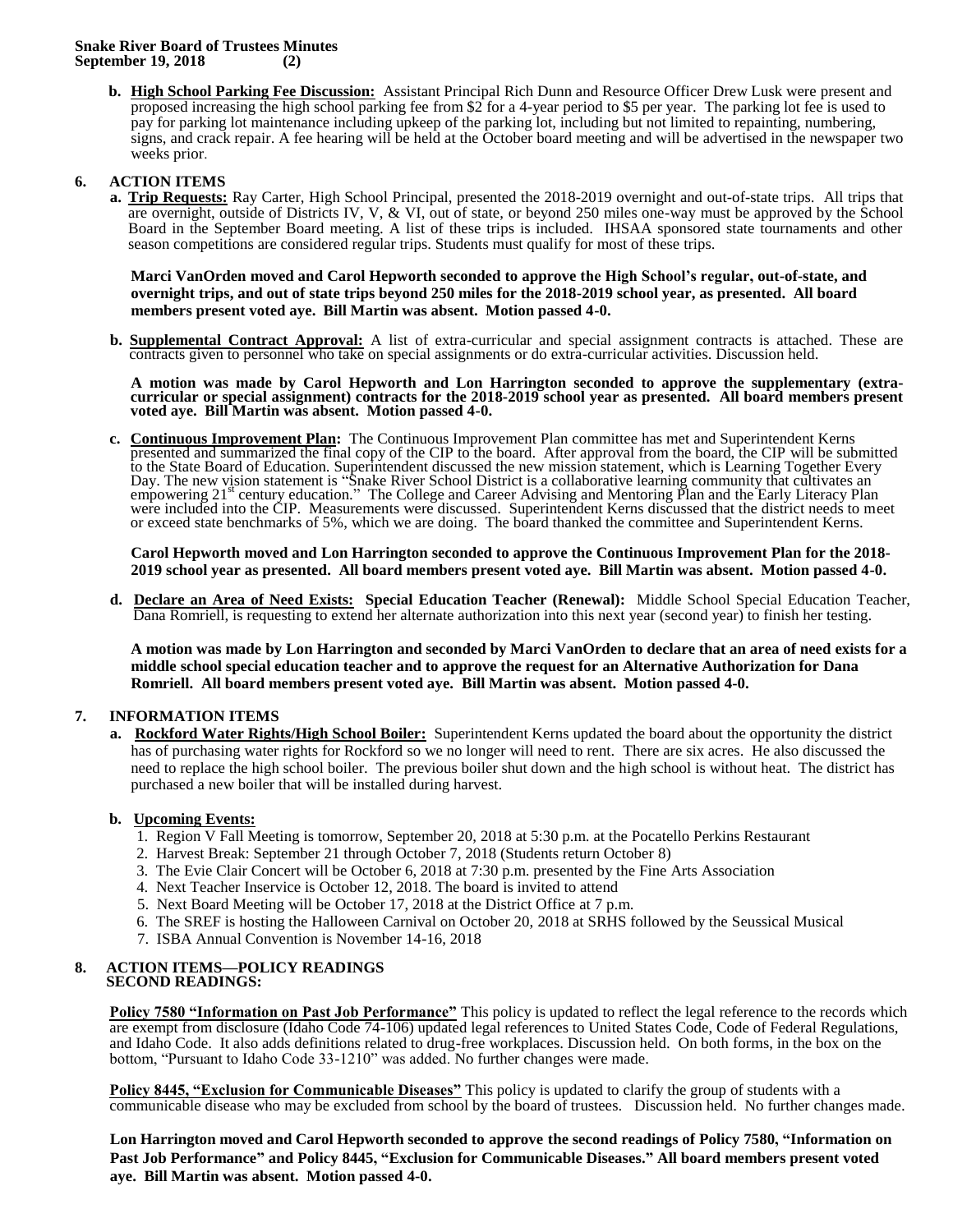**b. High School Parking Fee Discussion:** Assistant Principal Rich Dunn and Resource Officer Drew Lusk were present and proposed increasing the high school parking fee from $2 for a 4-year period to $5 per year. The parking lot fee is used to pay for parking lot maintenance including upkeep of the parking lot, including but not limited to repainting, numbering, signs, and crack repair. A fee hearing will be held at the October board meeting and will be advertised in the newspaper two weeks prior.

## 6. ACTION ITEMS

**a. Trip Requests:** Ray Carter, High School Principal, presented the 2018-2019 overnight and out-of-state trips. All trips that are overnight, outside of Districts IV, V, & VI, out of state, or beyond 250 miles one-way must be approved by the School Board in the September Board meeting. A list of these trips is included. IHSAA sponsored state tournaments and other season competitions are considered regular trips. Students must qualify for most of these trips.

**Marci VanOrden moved and Carol Hepworth seconded to approve the High School's regular, out-of-state, and overnight trips, and out of state trips beyond 250 miles for the 2018-2019 school year, as presented. All board members present voted aye. Bill Martin was absent. Motion passed 4-0.**

**b. Supplemental Contract Approval:** A list of extra-curricular and special assignment contracts is attached. These are contracts given to personnel who take on special assignments or do extra-curricular activities. Discussion held.

**A motion was made by Carol Hepworth and Lon Harrington seconded to approve the supplementary (extra-curricular or special assignment) contracts for the 2018-2019 school year as presented. All board members present voted aye. Bill Martin was absent. Motion passed 4-0.**

**c. Continuous Improvement Plan:** The Continuous Improvement Plan committee has met and Superintendent Kerns presented and summarized the final copy of the CIP to the board. After approval from the board, the CIP will be submitted to the State Board of Education. Superintendent discussed the new mission statement, which is Learning Together Every Day. The new vision statement is "Snake River School District is a collaborative learning community that cultivates an empowering 21st century education." The College and Career Advising and Mentoring Plan and the Early Literacy Plan were included into the CIP. Measurements were discussed. Superintendent Kerns discussed that the district needs to meet or exceed state benchmarks of 5%, which we are doing. The board thanked the committee and Superintendent Kerns.

**Carol Hepworth moved and Lon Harrington seconded to approve the Continuous Improvement Plan for the 2018-2019 school year as presented. All board members present voted aye. Bill Martin was absent. Motion passed 4-0.**

**d. Declare an Area of Need Exists: Special Education Teacher (Renewal):** Middle School Special Education Teacher, Dana Romriell, is requesting to extend her alternate authorization into this next year (second year) to finish her testing.

**A motion was made by Lon Harrington and seconded by Marci VanOrden to declare that an area of need exists for a middle school special education teacher and to approve the request for an Alternative Authorization for Dana Romriell. All board members present voted aye. Bill Martin was absent. Motion passed 4-0.**

## 7. INFORMATION ITEMS

**a. Rockford Water Rights/High School Boiler:** Superintendent Kerns updated the board about the opportunity the district has of purchasing water rights for Rockford so we no longer will need to rent. There are six acres. He also discussed the need to replace the high school boiler. The previous boiler shut down and the high school is without heat. The district has purchased a new boiler that will be installed during harvest.

**b. Upcoming Events:**

1. Region V Fall Meeting is tomorrow, September 20, 2018 at 5:30 p.m. at the Pocatello Perkins Restaurant
2. Harvest Break: September 21 through October 7, 2018 (Students return October 8)
3. The Evie Clair Concert will be October 6, 2018 at 7:30 p.m. presented by the Fine Arts Association
4. Next Teacher Inservice is October 12, 2018. The board is invited to attend
5. Next Board Meeting will be October 17, 2018 at the District Office at 7 p.m.
6. The SREF is hosting the Halloween Carnival on October 20, 2018 at SRHS followed by the Seussical Musical
7. ISBA Annual Convention is November 14-16, 2018

## 8. ACTION ITEMS—POLICY READINGS
### SECOND READINGS:

**Policy 7580 "Information on Past Job Performance"** This policy is updated to reflect the legal reference to the records which are exempt from disclosure (Idaho Code 74-106) updated legal references to United States Code, Code of Federal Regulations, and Idaho Code. It also adds definitions related to drug-free workplaces. Discussion held. On both forms, in the box on the bottom, "Pursuant to Idaho Code 33-1210" was added. No further changes were made.

**Policy 8445, "Exclusion for Communicable Diseases"** This policy is updated to clarify the group of students with a communicable disease who may be excluded from school by the board of trustees. Discussion held. No further changes made.

**Lon Harrington moved and Carol Hepworth seconded to approve the second readings of Policy 7580, "Information on Past Job Performance" and Policy 8445, "Exclusion for Communicable Diseases." All board members present voted aye. Bill Martin was absent. Motion passed 4-0.**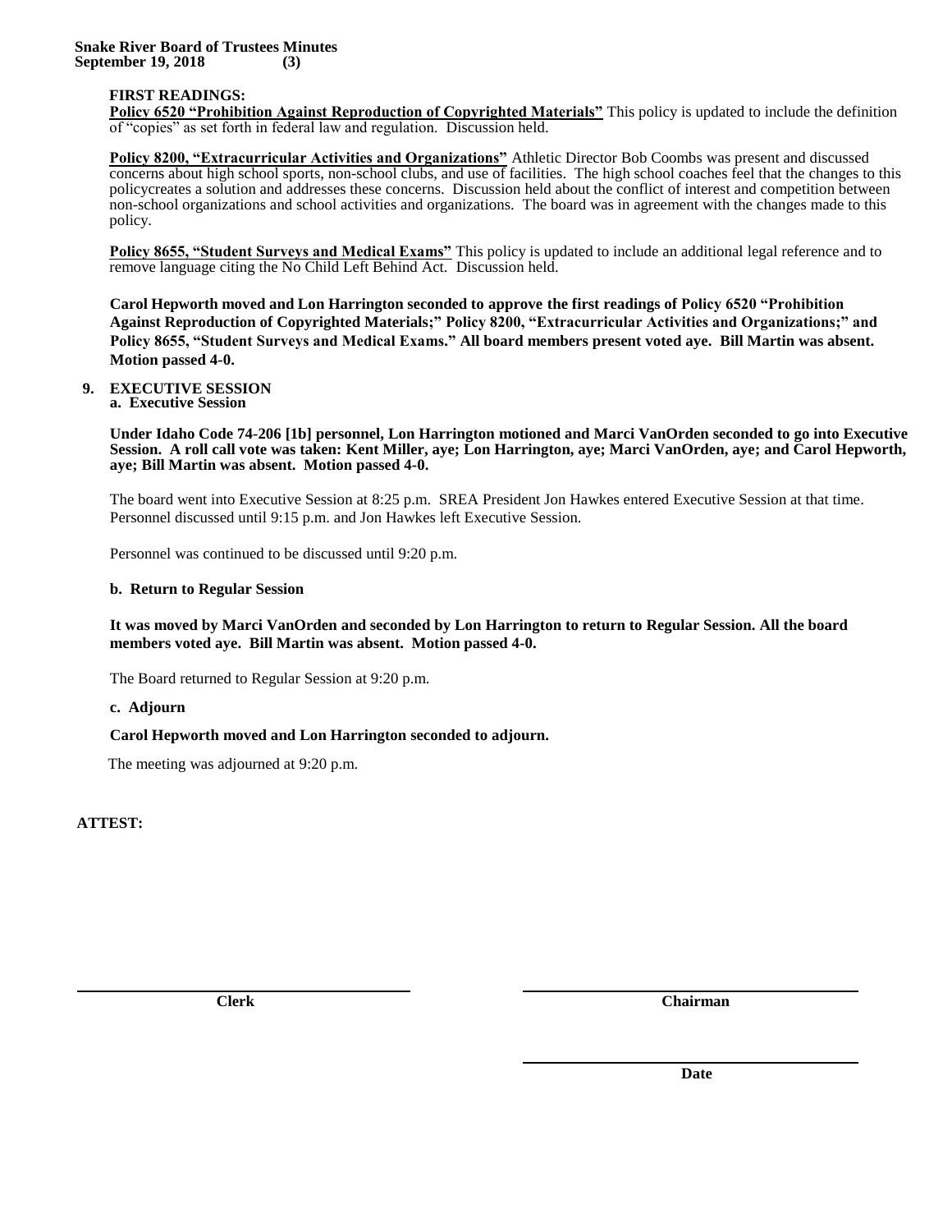### FIRST READINGS:

**Policy 6520 "Prohibition Against Reproduction of Copyrighted Materials"** This policy is updated to include the definition of "copies" as set forth in federal law and regulation. Discussion held.

**Policy 8200, "Extracurricular Activities and Organizations"** Athletic Director Bob Coombs was present and discussed concerns about high school sports, non-school clubs, and use of facilities. The high school coaches feel that the changes to this policycreates a solution and addresses these concerns. Discussion held about the conflict of interest and competition between non-school organizations and school activities and organizations. The board was in agreement with the changes made to this policy.

**Policy 8655, "Student Surveys and Medical Exams"** This policy is updated to include an additional legal reference and to remove language citing the No Child Left Behind Act. Discussion held.

**Carol Hepworth moved and Lon Harrington seconded to approve the first readings of Policy 6520 "Prohibition Against Reproduction of Copyrighted Materials;" Policy 8200, "Extracurricular Activities and Organizations;" and Policy 8655, "Student Surveys and Medical Exams." All board members present voted aye. Bill Martin was absent. Motion passed 4-0.**

## 9. EXECUTIVE SESSION

### a. Executive Session

**Under Idaho Code 74-206 [1b] personnel, Lon Harrington motioned and Marci VanOrden seconded to go into Executive Session. A roll call vote was taken: Kent Miller, aye; Lon Harrington, aye; Marci VanOrden, aye; and Carol Hepworth, aye; Bill Martin was absent. Motion passed 4-0.**

The board went into Executive Session at 8:25 p.m. SREA President Jon Hawkes entered Executive Session at that time. Personnel discussed until 9:15 p.m. and Jon Hawkes left Executive Session.

Personnel was continued to be discussed until 9:20 p.m.

### b. Return to Regular Session

**It was moved by Marci VanOrden and seconded by Lon Harrington to return to Regular Session. All the board members voted aye. Bill Martin was absent. Motion passed 4-0.**

The Board returned to Regular Session at 9:20 p.m.

### c. Adjourn

**Carol Hepworth moved and Lon Harrington seconded to adjourn.**

The meeting was adjourned at 9:20 p.m.

**ATTEST:**

_______________________________ **Clerk**

_______________________________ **Chairman**

_______________________________ **Date**